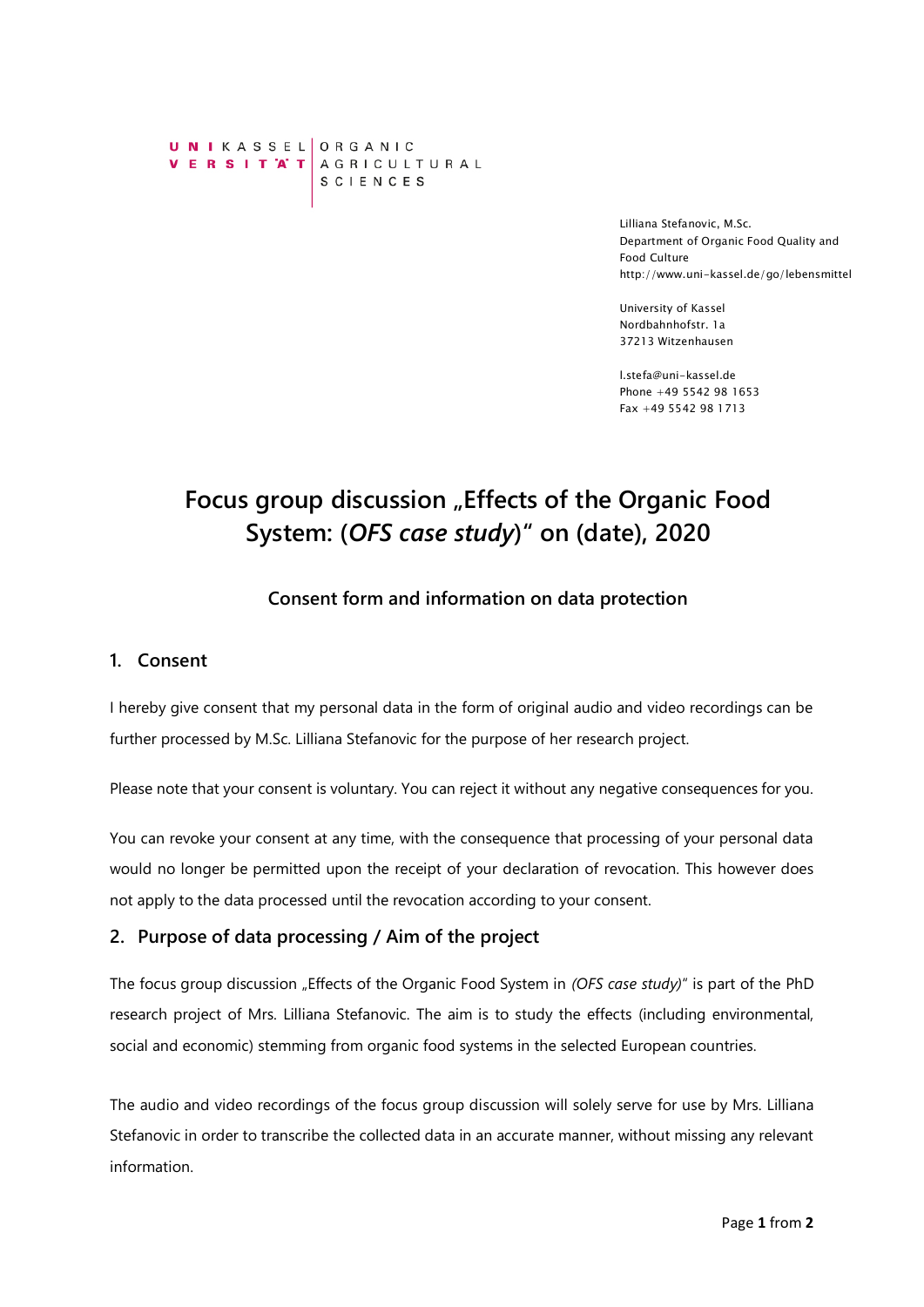UNIKASSEL VERSITÄT | ORGANIC AGRICULTURAL SCIENCES

Lilliana Stefanovic, M.Sc.
Department of Organic Food Quality and Food Culture
http://www.uni-kassel.de/go/lebensmittel

University of Kassel
Nordbahnhofstr. 1a
37213 Witzenhausen

l.stefa@uni-kassel.de
Phone +49 5542 98 1653
Fax +49 5542 98 1713

# Focus group discussion „Effects of the Organic Food System: (*OFS case study*)" on (date), 2020

### Consent form and information on data protection

## 1. Consent

I hereby give consent that my personal data in the form of original audio and video recordings can be further processed by M.Sc. Lilliana Stefanovic for the purpose of her research project.

Please note that your consent is voluntary. You can reject it without any negative consequences for you.

You can revoke your consent at any time, with the consequence that processing of your personal data would no longer be permitted upon the receipt of your declaration of revocation. This however does not apply to the data processed until the revocation according to your consent.

## 2. Purpose of data processing / Aim of the project

The focus group discussion „Effects of the Organic Food System in *(OFS case study)*" is part of the PhD research project of Mrs. Lilliana Stefanovic. The aim is to study the effects (including environmental, social and economic) stemming from organic food systems in the selected European countries.

The audio and video recordings of the focus group discussion will solely serve for use by Mrs. Lilliana Stefanovic in order to transcribe the collected data in an accurate manner, without missing any relevant information.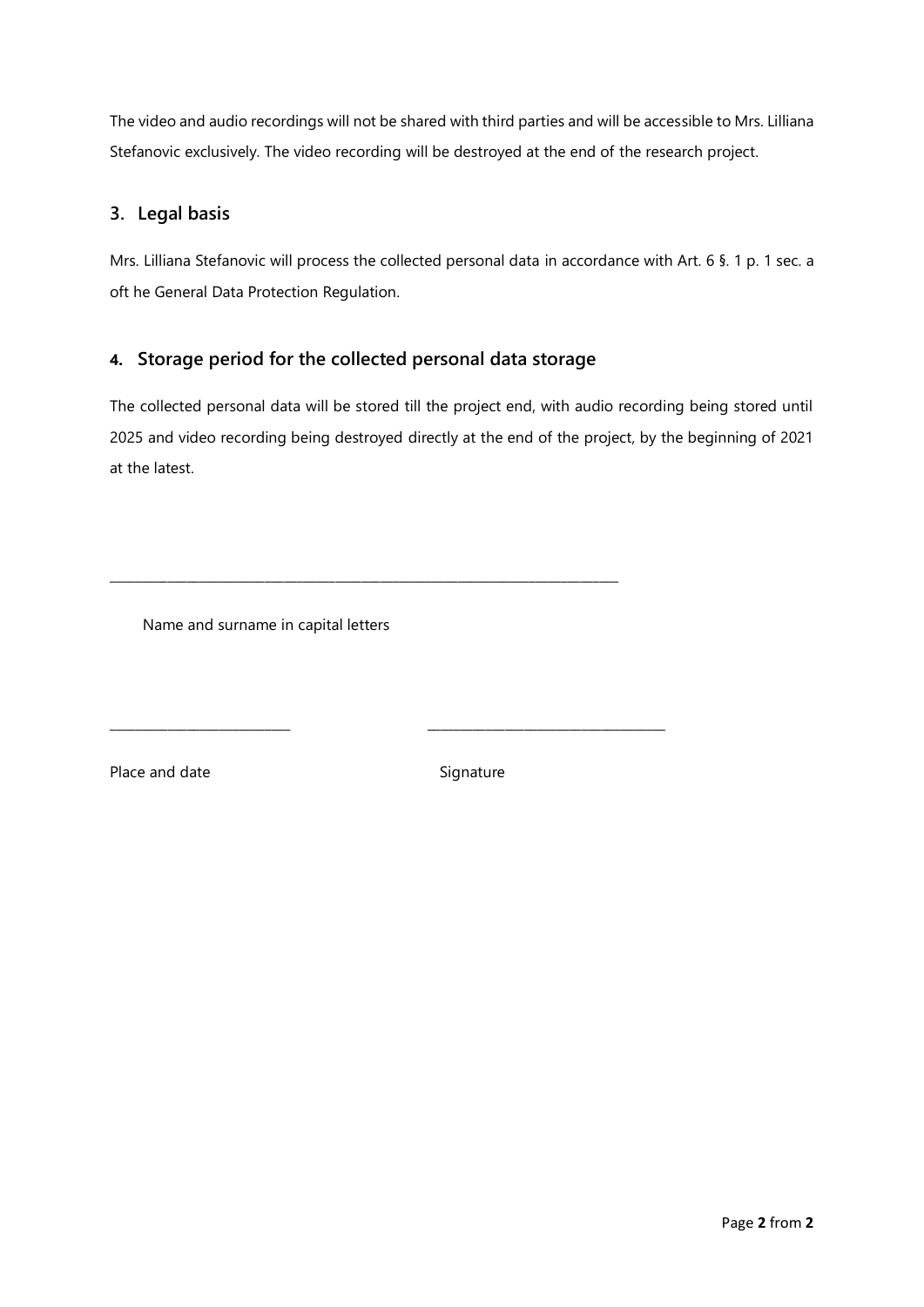The video and audio recordings will not be shared with third parties and will be accessible to Mrs. Lilliana Stefanovic exclusively. The video recording will be destroyed at the end of the research project.

## 3. Legal basis

Mrs. Lilliana Stefanovic will process the collected personal data in accordance with Art. 6 §. 1 p. 1 sec. a oft he General Data Protection Regulation.

## 4. Storage period for the collected personal data storage

The collected personal data will be stored till the project end, with audio recording being stored until 2025 and video recording being destroyed directly at the end of the project, by the beginning of 2021 at the latest.

\_\_\_\_\_\_\_\_\_\_\_\_\_\_\_\_\_\_\_\_\_\_\_\_\_\_\_\_\_\_\_\_\_\_\_\_\_\_\_\_\_\_\_\_\_\_\_\_\_\_\_\_\_\_\_\_\_\_\_\_\_\_\_\_\_\_\_\_\_\_

Name and surname in capital letters

\_\_\_\_\_\_\_\_\_\_\_\_\_\_\_\_\_\_\_\_\_\_\_\_\_\_\_\_ \_\_\_\_\_\_\_\_\_\_\_\_\_\_\_\_\_\_\_\_\_\_\_\_\_\_\_\_\_\_\_\_\_\_\_\_\_

Place and date Signature